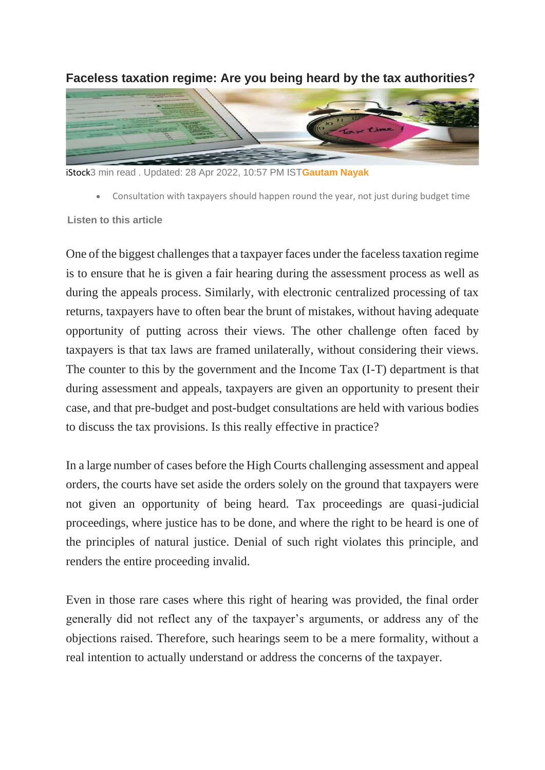# Faceless taxation regime: Are you being heard by the tax authorities?

iStock3 min read . Updated: 28 Apr 2022, 10:57 PM IST**Gautam Nayak**

- Consultation with taxpayers should happen round the year, not just during budget time

**Listen to this article**

One of the biggest challenges that a taxpayer faces under the faceless taxation regime is to ensure that he is given a fair hearing during the assessment process as well as during the appeals process. Similarly, with electronic centralized processing of tax returns, taxpayers have to often bear the brunt of mistakes, without having adequate opportunity of putting across their views. The other challenge often faced by taxpayers is that tax laws are framed unilaterally, without considering their views. The counter to this by the government and the Income Tax (I-T) department is that during assessment and appeals, taxpayers are given an opportunity to present their case, and that pre-budget and post-budget consultations are held with various bodies to discuss the tax provisions. Is this really effective in practice?

In a large number of cases before the High Courts challenging assessment and appeal orders, the courts have set aside the orders solely on the ground that taxpayers were not given an opportunity of being heard. Tax proceedings are quasi-judicial proceedings, where justice has to be done, and where the right to be heard is one of the principles of natural justice. Denial of such right violates this principle, and renders the entire proceeding invalid.

Even in those rare cases where this right of hearing was provided, the final order generally did not reflect any of the taxpayer's arguments, or address any of the objections raised. Therefore, such hearings seem to be a mere formality, without a real intention to actually understand or address the concerns of the taxpayer.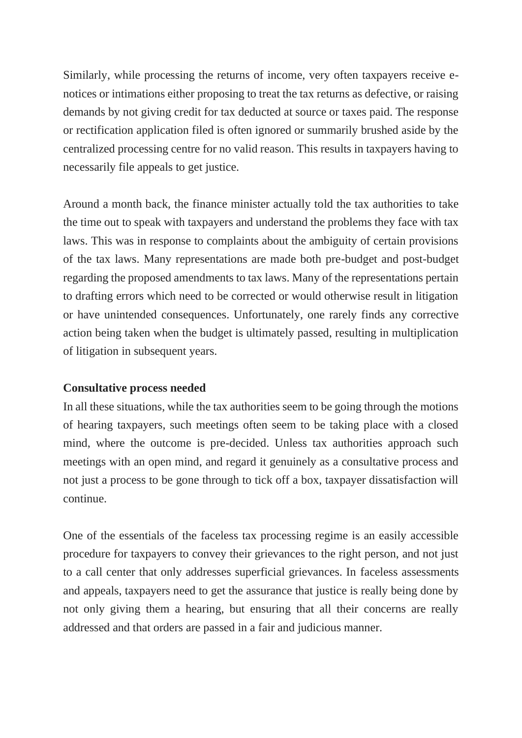Similarly, while processing the returns of income, very often taxpayers receive e-notices or intimations either proposing to treat the tax returns as defective, or raising demands by not giving credit for tax deducted at source or taxes paid. The response or rectification application filed is often ignored or summarily brushed aside by the centralized processing centre for no valid reason. This results in taxpayers having to necessarily file appeals to get justice.

Around a month back, the finance minister actually told the tax authorities to take the time out to speak with taxpayers and understand the problems they face with tax laws. This was in response to complaints about the ambiguity of certain provisions of the tax laws. Many representations are made both pre-budget and post-budget regarding the proposed amendments to tax laws. Many of the representations pertain to drafting errors which need to be corrected or would otherwise result in litigation or have unintended consequences. Unfortunately, one rarely finds any corrective action being taken when the budget is ultimately passed, resulting in multiplication of litigation in subsequent years.

**Consultative process needed**

In all these situations, while the tax authorities seem to be going through the motions of hearing taxpayers, such meetings often seem to be taking place with a closed mind, where the outcome is pre-decided. Unless tax authorities approach such meetings with an open mind, and regard it genuinely as a consultative process and not just a process to be gone through to tick off a box, taxpayer dissatisfaction will continue.

One of the essentials of the faceless tax processing regime is an easily accessible procedure for taxpayers to convey their grievances to the right person, and not just to a call center that only addresses superficial grievances. In faceless assessments and appeals, taxpayers need to get the assurance that justice is really being done by not only giving them a hearing, but ensuring that all their concerns are really addressed and that orders are passed in a fair and judicious manner.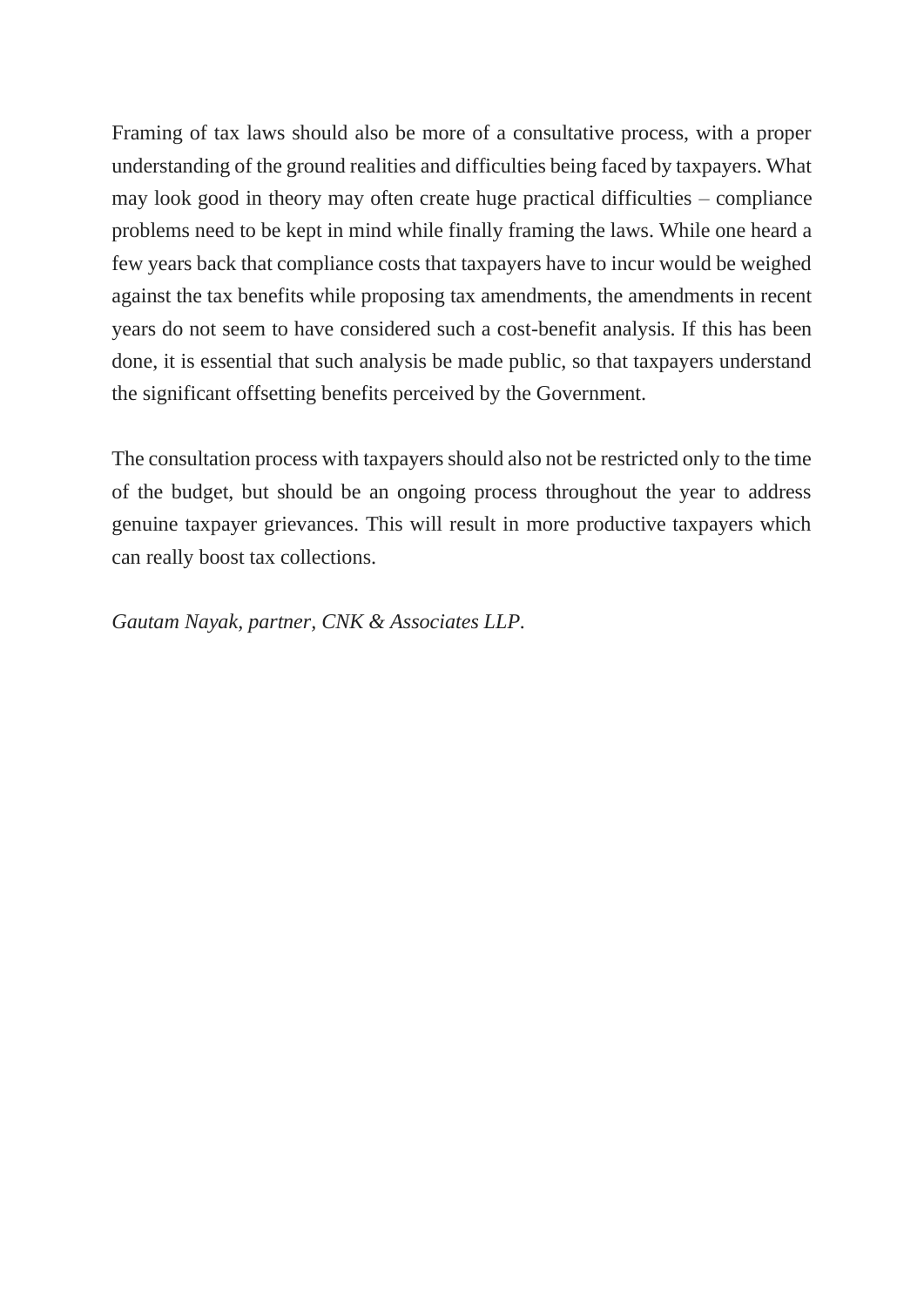Framing of tax laws should also be more of a consultative process, with a proper understanding of the ground realities and difficulties being faced by taxpayers. What may look good in theory may often create huge practical difficulties – compliance problems need to be kept in mind while finally framing the laws. While one heard a few years back that compliance costs that taxpayers have to incur would be weighed against the tax benefits while proposing tax amendments, the amendments in recent years do not seem to have considered such a cost-benefit analysis. If this has been done, it is essential that such analysis be made public, so that taxpayers understand the significant offsetting benefits perceived by the Government.

The consultation process with taxpayers should also not be restricted only to the time of the budget, but should be an ongoing process throughout the year to address genuine taxpayer grievances. This will result in more productive taxpayers which can really boost tax collections.

*Gautam Nayak, partner, CNK & Associates LLP.*